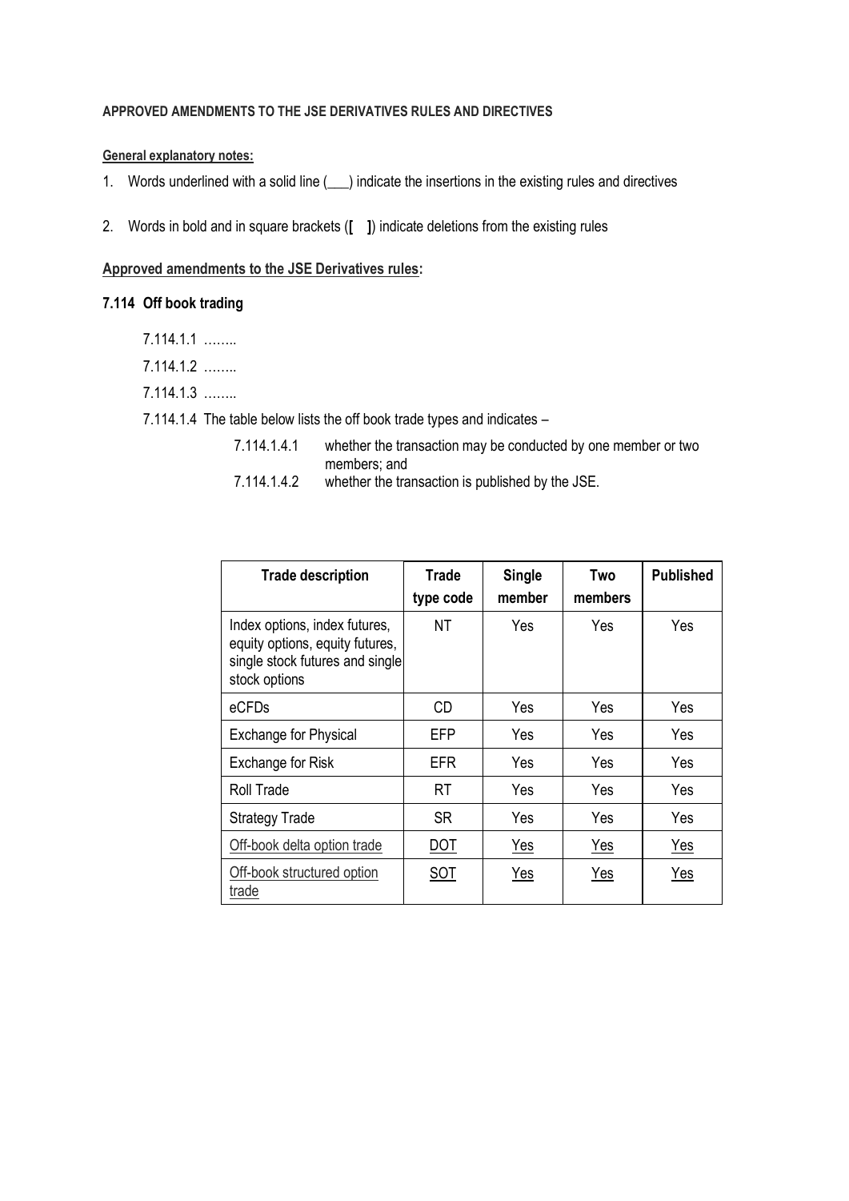**APPROVED AMENDMENTS TO THE JSE DERIVATIVES RULES AND DIRECTIVES**

**General explanatory notes:**

1. Words underlined with a solid line (___) indicate the insertions in the existing rules and directives
2. Words in bold and in square brackets (**[ ]**) indicate deletions from the existing rules

**Approved amendments to the JSE Derivatives rules:**

### 7.114 Off book trading

7.114.1.1 ……..

7.114.1.2 ……..

7.114.1.3 ……..

7.114.1.4 The table below lists the off book trade types and indicates –

7.114.1.4.1 whether the transaction may be conducted by one member or two members; and

7.114.1.4.2 whether the transaction is published by the JSE.

| Trade description | Trade type code | Single member | Two members | Published |
|---|---|---|---|---|
| Index options, index futures, equity options, equity futures, single stock futures and single stock options | NT | Yes | Yes | Yes |
| eCFDs | CD | Yes | Yes | Yes |
| Exchange for Physical | EFP | Yes | Yes | Yes |
| Exchange for Risk | EFR | Yes | Yes | Yes |
| Roll Trade | RT | Yes | Yes | Yes |
| Strategy Trade | SR | Yes | Yes | Yes |
| <u>Off-book delta option trade</u> | <u>DOT</u> | <u>Yes</u> | <u>Yes</u> | <u>Yes</u> |
| <u>Off-book structured option trade</u> | <u>SOT</u> | <u>Yes</u> | <u>Yes</u> | <u>Yes</u> |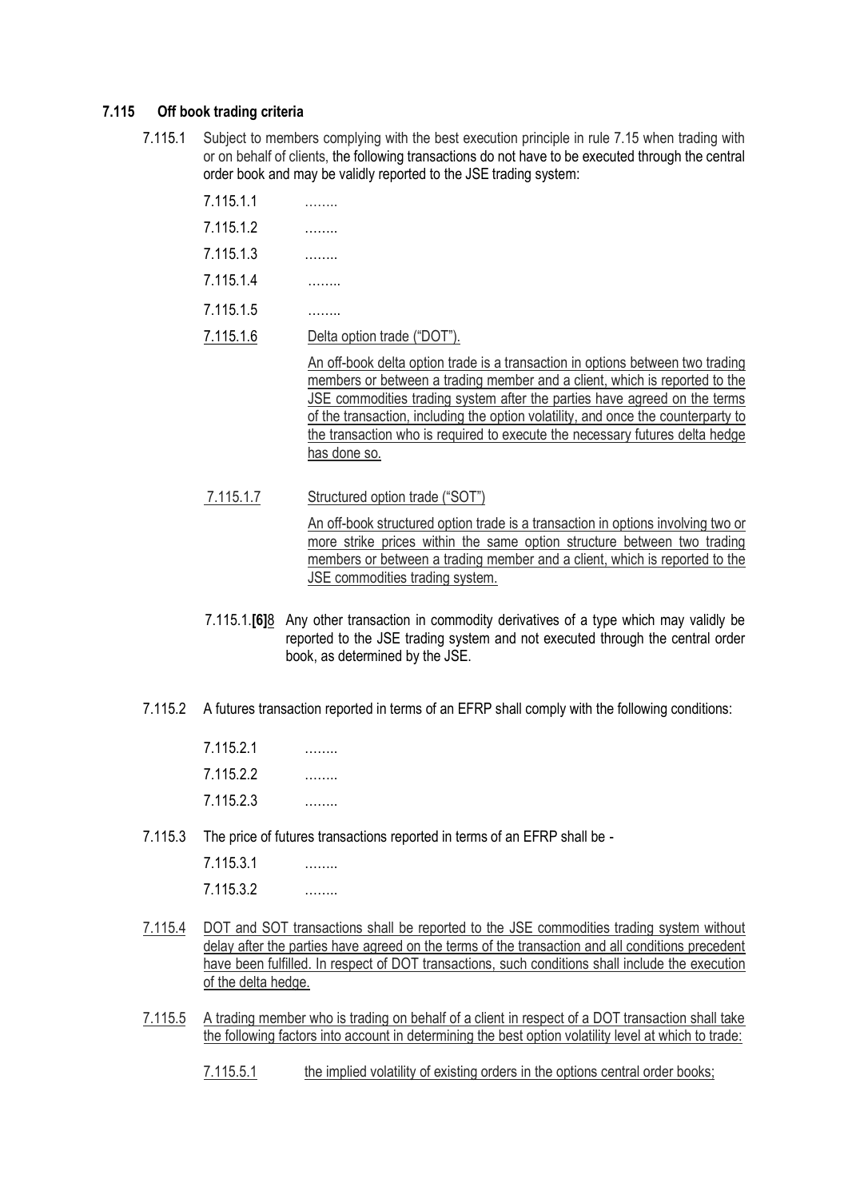**7.115 Off book trading criteria**

7.115.1 Subject to members complying with the best execution principle in rule 7.15 when trading with or on behalf of clients, the following transactions do not have to be executed through the central order book and may be validly reported to the JSE trading system:

7.115.1.1 ……..

7.115.1.2 ……..

7.115.1.3 ……..

7.115.1.4 ……..

7.115.1.5 ……..

7.115.1.6 Delta option trade ("DOT").

An off-book delta option trade is a transaction in options between two trading members or between a trading member and a client, which is reported to the JSE commodities trading system after the parties have agreed on the terms of the transaction, including the option volatility, and once the counterparty to the transaction who is required to execute the necessary futures delta hedge has done so.

7.115.1.7 Structured option trade ("SOT")

An off-book structured option trade is a transaction in options involving two or more strike prices within the same option structure between two trading members or between a trading member and a client, which is reported to the JSE commodities trading system.

7.115.1.**[6]**8 Any other transaction in commodity derivatives of a type which may validly be reported to the JSE trading system and not executed through the central order book, as determined by the JSE.

7.115.2 A futures transaction reported in terms of an EFRP shall comply with the following conditions:

7.115.2.1 ……..

7.115.2.2 ……..

7.115.2.3 ……..

7.115.3 The price of futures transactions reported in terms of an EFRP shall be -

7.115.3.1 ……..

7.115.3.2 ……..

7.115.4 DOT and SOT transactions shall be reported to the JSE commodities trading system without delay after the parties have agreed on the terms of the transaction and all conditions precedent have been fulfilled. In respect of DOT transactions, such conditions shall include the execution of the delta hedge.

7.115.5 A trading member who is trading on behalf of a client in respect of a DOT transaction shall take the following factors into account in determining the best option volatility level at which to trade:

7.115.5.1 the implied volatility of existing orders in the options central order books;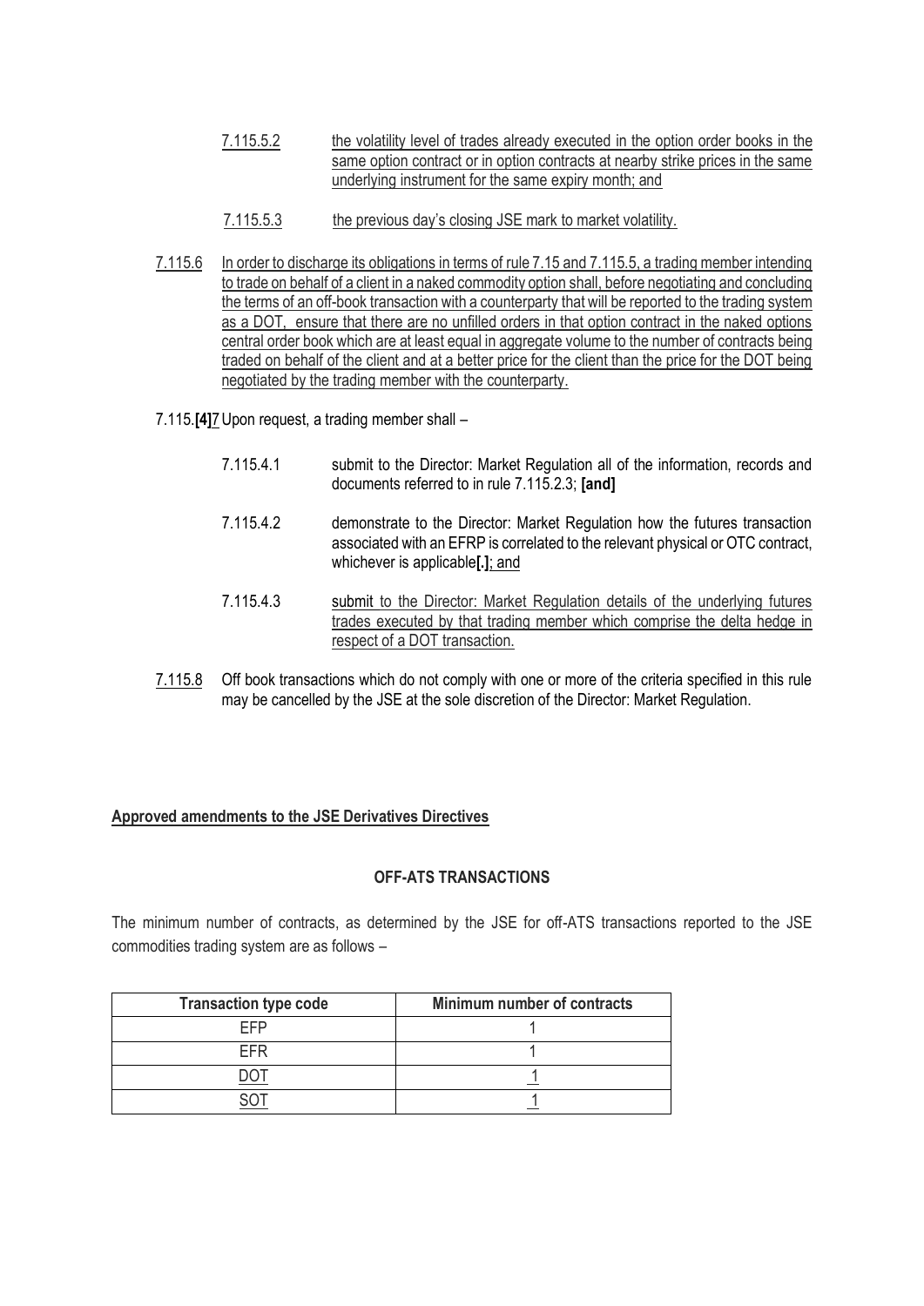7.115.5.2 the volatility level of trades already executed in the option order books in the same option contract or in option contracts at nearby strike prices in the same underlying instrument for the same expiry month; and

7.115.5.3 the previous day's closing JSE mark to market volatility.

7.115.6 In order to discharge its obligations in terms of rule 7.15 and 7.115.5, a trading member intending to trade on behalf of a client in a naked commodity option shall, before negotiating and concluding the terms of an off-book transaction with a counterparty that will be reported to the trading system as a DOT, ensure that there are no unfilled orders in that option contract in the naked options central order book which are at least equal in aggregate volume to the number of contracts being traded on behalf of the client and at a better price for the client than the price for the DOT being negotiated by the trading member with the counterparty.

7.115.**[4]**7 Upon request, a trading member shall –

7.115.4.1 submit to the Director: Market Regulation all of the information, records and documents referred to in rule 7.115.2.3; **[and]**

7.115.4.2 demonstrate to the Director: Market Regulation how the futures transaction associated with an EFRP is correlated to the relevant physical or OTC contract, whichever is applicable**[.]**; and

7.115.4.3 submit to the Director: Market Regulation details of the underlying futures trades executed by that trading member which comprise the delta hedge in respect of a DOT transaction.

7.115.8 Off book transactions which do not comply with one or more of the criteria specified in this rule may be cancelled by the JSE at the sole discretion of the Director: Market Regulation.

**Approved amendments to the JSE Derivatives Directives**

### OFF-ATS TRANSACTIONS

The minimum number of contracts, as determined by the JSE for off-ATS transactions reported to the JSE commodities trading system are as follows –

| Transaction type code | Minimum number of contracts |
|---|---|
| EFP | 1 |
| EFR | 1 |
| DOT | 1 |
| SOT | 1 |